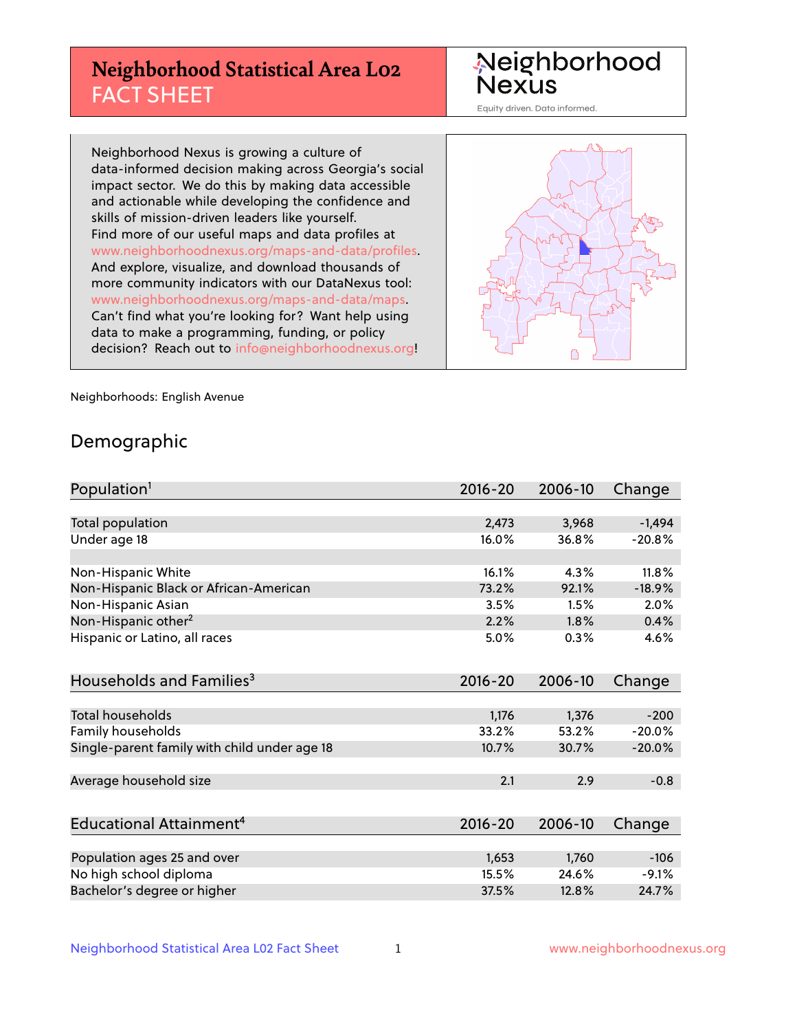# Neighborhood Statistical Area L02 FACT SHEET

Neighborhood Nexus

Equity driven. Data informed.

Neighborhood Nexus is growing a culture of data-informed decision making across Georgia's social impact sector. We do this by making data accessible and actionable while developing the confidence and skills of mission-driven leaders like yourself. Find more of our useful maps and data profiles at www.neighborhoodnexus.org/maps-and-data/profiles. And explore, visualize, and download thousands of more community indicators with our DataNexus tool: www.neighborhoodnexus.org/maps-and-data/maps. Can't find what you're looking for? Want help using data to make a programming, funding, or policy decision? Reach out to info@neighborhoodnexus.org!

Neighborhoods: English Avenue

## Demographic

| Population[1] | 2016-20 | 2006-10 | Change |
|---|---|---|---|
| Total population | 2,473 | 3,968 | -1,494 |
| Under age 18 | 16.0% | 36.8% | -20.8% |
| | | | |
| Non-Hispanic White | 16.1% | 4.3% | 11.8% |
| Non-Hispanic Black or African-American | 73.2% | 92.1% | -18.9% |
| Non-Hispanic Asian | 3.5% | 1.5% | 2.0% |
| Non-Hispanic other[2] | 2.2% | 1.8% | 0.4% |
| Hispanic or Latino, all races | 5.0% | 0.3% | 4.6% |

| Households and Families[3] | 2016-20 | 2006-10 | Change |
|---|---|---|---|
| Total households | 1,176 | 1,376 | -200 |
| Family households | 33.2% | 53.2% | -20.0% |
| Single-parent family with child under age 18 | 10.7% | 30.7% | -20.0% |
| | | | |
| Average household size | 2.1 | 2.9 | -0.8 |

| Educational Attainment[4] | 2016-20 | 2006-10 | Change |
|---|---|---|---|
| Population ages 25 and over | 1,653 | 1,760 | -106 |
| No high school diploma | 15.5% | 24.6% | -9.1% |
| Bachelor's degree or higher | 37.5% | 12.8% | 24.7% |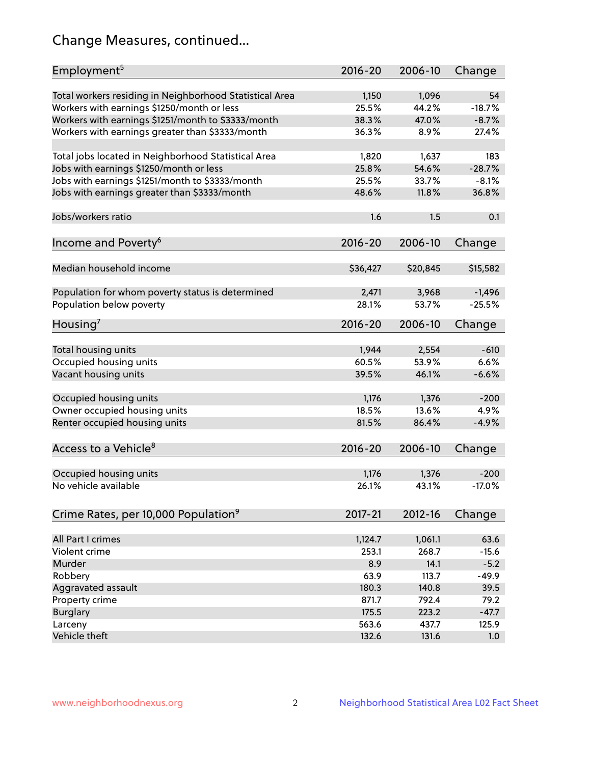# Change Measures, continued...

| Employment[5] | 2016-20 | 2006-10 | Change |
|---|---|---|---|
| Total workers residing in Neighborhood Statistical Area | 1,150 | 1,096 | 54 |
| Workers with earnings $1250/month or less | 25.5% | 44.2% | -18.7% |
| Workers with earnings $1251/month to $3333/month | 38.3% | 47.0% | -8.7% |
| Workers with earnings greater than $3333/month | 36.3% | 8.9% | 27.4% |
| | | | |
| Total jobs located in Neighborhood Statistical Area | 1,820 | 1,637 | 183 |
| Jobs with earnings $1250/month or less | 25.8% | 54.6% | -28.7% |
| Jobs with earnings $1251/month to $3333/month | 25.5% | 33.7% | -8.1% |
| Jobs with earnings greater than $3333/month | 48.6% | 11.8% | 36.8% |
| | | | |
| Jobs/workers ratio | 1.6 | 1.5 | 0.1 |

| Income and Poverty[6] | 2016-20 | 2006-10 | Change |
|---|---|---|---|
| Median household income | $36,427 | $20,845 | $15,582 |
| | | | |
| Population for whom poverty status is determined | 2,471 | 3,968 | -1,496 |
| Population below poverty | 28.1% | 53.7% | -25.5% |

| Housing[7] | 2016-20 | 2006-10 | Change |
|---|---|---|---|
| Total housing units | 1,944 | 2,554 | -610 |
| Occupied housing units | 60.5% | 53.9% | 6.6% |
| Vacant housing units | 39.5% | 46.1% | -6.6% |
| | | | |
| Occupied housing units | 1,176 | 1,376 | -200 |
| Owner occupied housing units | 18.5% | 13.6% | 4.9% |
| Renter occupied housing units | 81.5% | 86.4% | -4.9% |

| Access to a Vehicle[8] | 2016-20 | 2006-10 | Change |
|---|---|---|---|
| Occupied housing units | 1,176 | 1,376 | -200 |
| No vehicle available | 26.1% | 43.1% | -17.0% |

| Crime Rates, per 10,000 Population[9] | 2017-21 | 2012-16 | Change |
|---|---|---|---|
| All Part I crimes | 1,124.7 | 1,061.1 | 63.6 |
| Violent crime | 253.1 | 268.7 | -15.6 |
| Murder | 8.9 | 14.1 | -5.2 |
| Robbery | 63.9 | 113.7 | -49.9 |
| Aggravated assault | 180.3 | 140.8 | 39.5 |
| Property crime | 871.7 | 792.4 | 79.2 |
| Burglary | 175.5 | 223.2 | -47.7 |
| Larceny | 563.6 | 437.7 | 125.9 |
| Vehicle theft | 132.6 | 131.6 | 1.0 |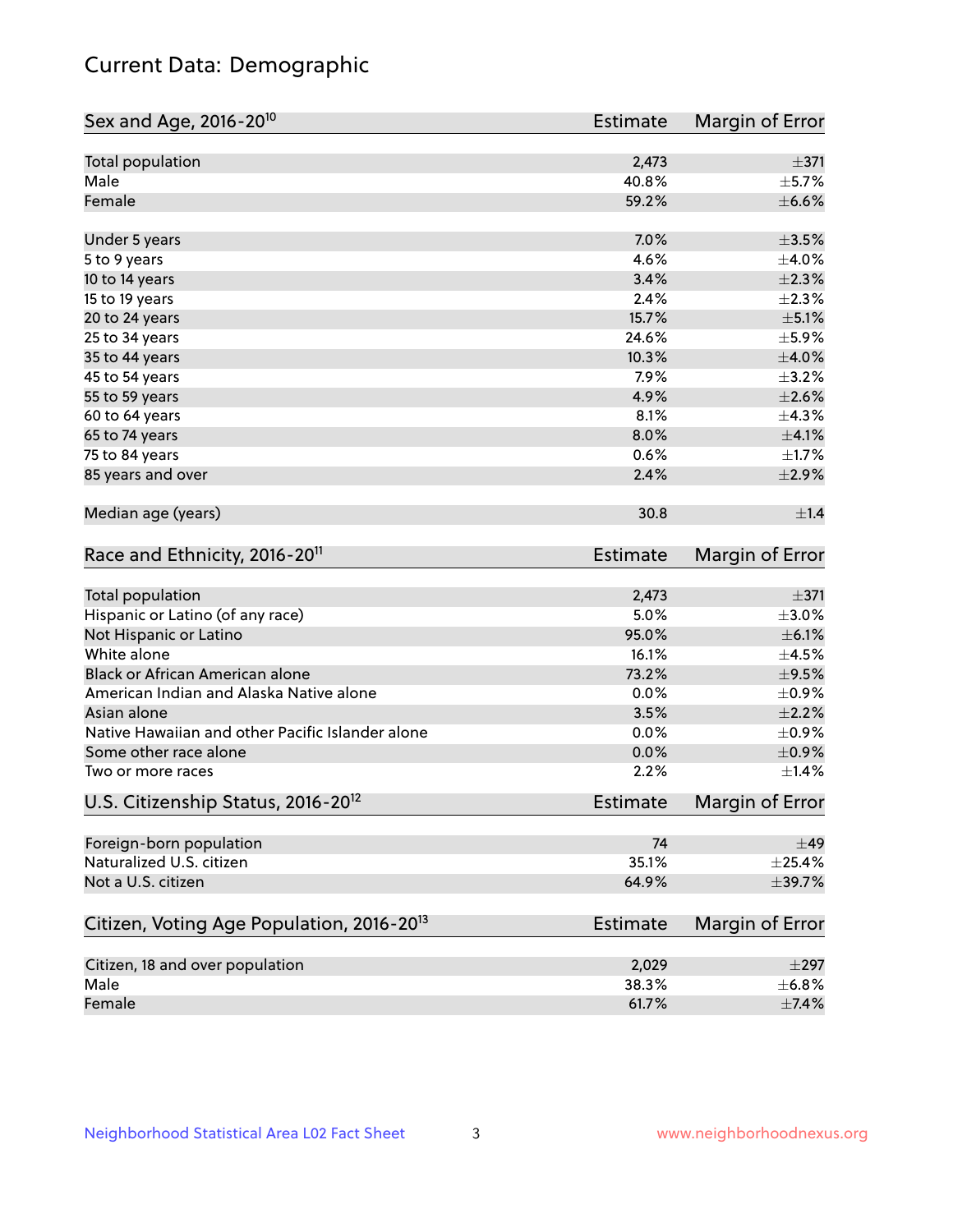# Current Data: Demographic

| Sex and Age, 2016-20[10] | Estimate | Margin of Error |
|---|---|---|
| Total population | 2,473 | ±371 |
| Male | 40.8% | ±5.7% |
| Female | 59.2% | ±6.6% |
| Under 5 years | 7.0% | ±3.5% |
| 5 to 9 years | 4.6% | ±4.0% |
| 10 to 14 years | 3.4% | ±2.3% |
| 15 to 19 years | 2.4% | ±2.3% |
| 20 to 24 years | 15.7% | ±5.1% |
| 25 to 34 years | 24.6% | ±5.9% |
| 35 to 44 years | 10.3% | ±4.0% |
| 45 to 54 years | 7.9% | ±3.2% |
| 55 to 59 years | 4.9% | ±2.6% |
| 60 to 64 years | 8.1% | ±4.3% |
| 65 to 74 years | 8.0% | ±4.1% |
| 75 to 84 years | 0.6% | ±1.7% |
| 85 years and over | 2.4% | ±2.9% |
| Median age (years) | 30.8 | ±1.4 |

| Race and Ethnicity, 2016-20[11] | Estimate | Margin of Error |
|---|---|---|
| Total population | 2,473 | ±371 |
| Hispanic or Latino (of any race) | 5.0% | ±3.0% |
| Not Hispanic or Latino | 95.0% | ±6.1% |
| White alone | 16.1% | ±4.5% |
| Black or African American alone | 73.2% | ±9.5% |
| American Indian and Alaska Native alone | 0.0% | ±0.9% |
| Asian alone | 3.5% | ±2.2% |
| Native Hawaiian and other Pacific Islander alone | 0.0% | ±0.9% |
| Some other race alone | 0.0% | ±0.9% |
| Two or more races | 2.2% | ±1.4% |

| U.S. Citizenship Status, 2016-20[12] | Estimate | Margin of Error |
|---|---|---|
| Foreign-born population | 74 | ±49 |
| Naturalized U.S. citizen | 35.1% | ±25.4% |
| Not a U.S. citizen | 64.9% | ±39.7% |

| Citizen, Voting Age Population, 2016-20[13] | Estimate | Margin of Error |
|---|---|---|
| Citizen, 18 and over population | 2,029 | ±297 |
| Male | 38.3% | ±6.8% |
| Female | 61.7% | ±7.4% |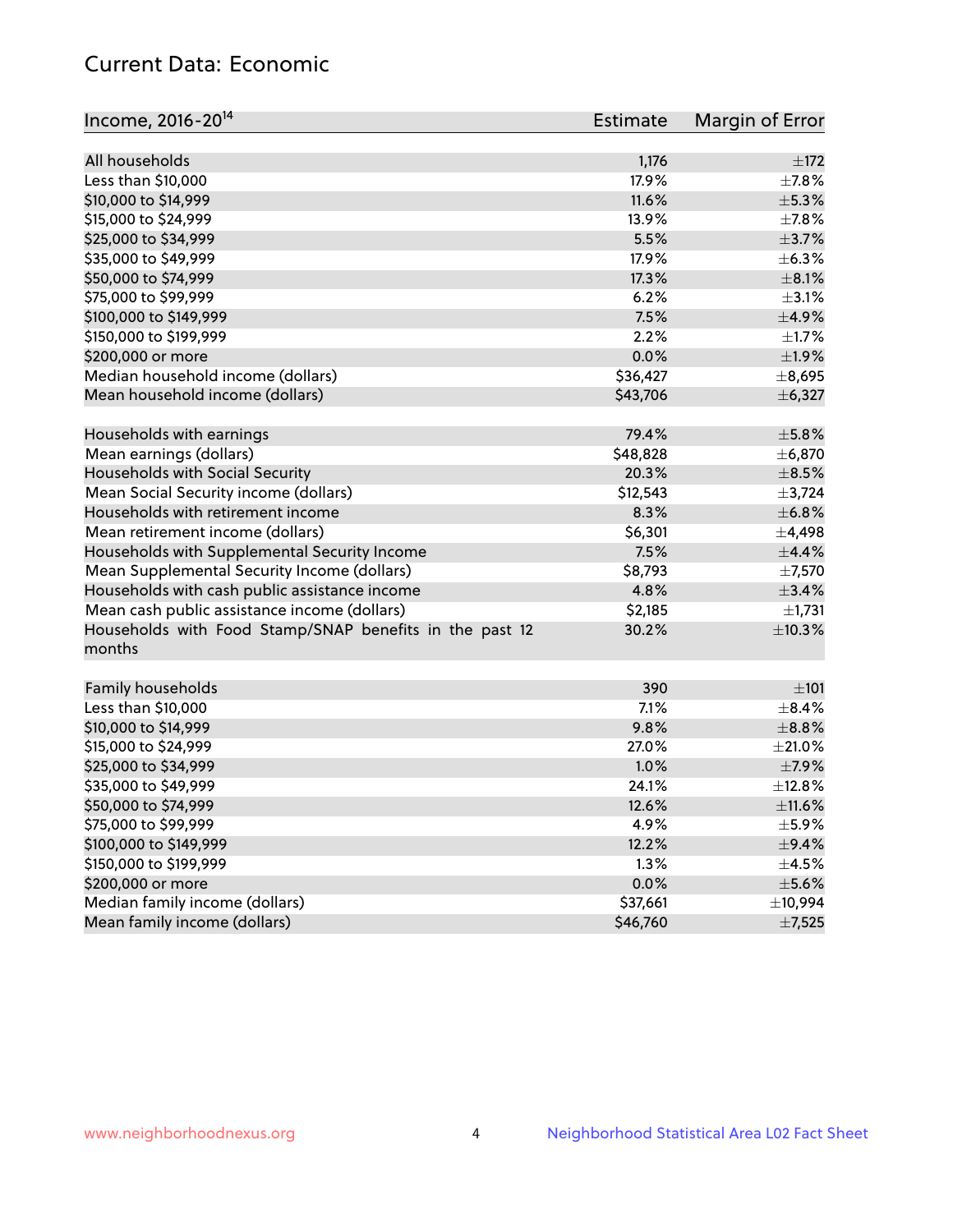## Current Data: Economic

| Income, 2016-20[14] | Estimate | Margin of Error |
|---|---|---|
| All households | 1,176 | ±172 |
| Less than $10,000 | 17.9% | ±7.8% |
| $10,000 to $14,999 | 11.6% | ±5.3% |
| $15,000 to $24,999 | 13.9% | ±7.8% |
| $25,000 to $34,999 | 5.5% | ±3.7% |
| $35,000 to $49,999 | 17.9% | ±6.3% |
| $50,000 to $74,999 | 17.3% | ±8.1% |
| $75,000 to $99,999 | 6.2% | ±3.1% |
| $100,000 to $149,999 | 7.5% | ±4.9% |
| $150,000 to $199,999 | 2.2% | ±1.7% |
| $200,000 or more | 0.0% | ±1.9% |
| Median household income (dollars) | $36,427 | ±8,695 |
| Mean household income (dollars) | $43,706 | ±6,327 |
| Households with earnings | 79.4% | ±5.8% |
| Mean earnings (dollars) | $48,828 | ±6,870 |
| Households with Social Security | 20.3% | ±8.5% |
| Mean Social Security income (dollars) | $12,543 | ±3,724 |
| Households with retirement income | 8.3% | ±6.8% |
| Mean retirement income (dollars) | $6,301 | ±4,498 |
| Households with Supplemental Security Income | 7.5% | ±4.4% |
| Mean Supplemental Security Income (dollars) | $8,793 | ±7,570 |
| Households with cash public assistance income | 4.8% | ±3.4% |
| Mean cash public assistance income (dollars) | $2,185 | ±1,731 |
| Households with Food Stamp/SNAP benefits in the past 12 months | 30.2% | ±10.3% |
| Family households | 390 | ±101 |
| Less than $10,000 | 7.1% | ±8.4% |
| $10,000 to $14,999 | 9.8% | ±8.8% |
| $15,000 to $24,999 | 27.0% | ±21.0% |
| $25,000 to $34,999 | 1.0% | ±7.9% |
| $35,000 to $49,999 | 24.1% | ±12.8% |
| $50,000 to $74,999 | 12.6% | ±11.6% |
| $75,000 to $99,999 | 4.9% | ±5.9% |
| $100,000 to $149,999 | 12.2% | ±9.4% |
| $150,000 to $199,999 | 1.3% | ±4.5% |
| $200,000 or more | 0.0% | ±5.6% |
| Median family income (dollars) | $37,661 | ±10,994 |
| Mean family income (dollars) | $46,760 | ±7,525 |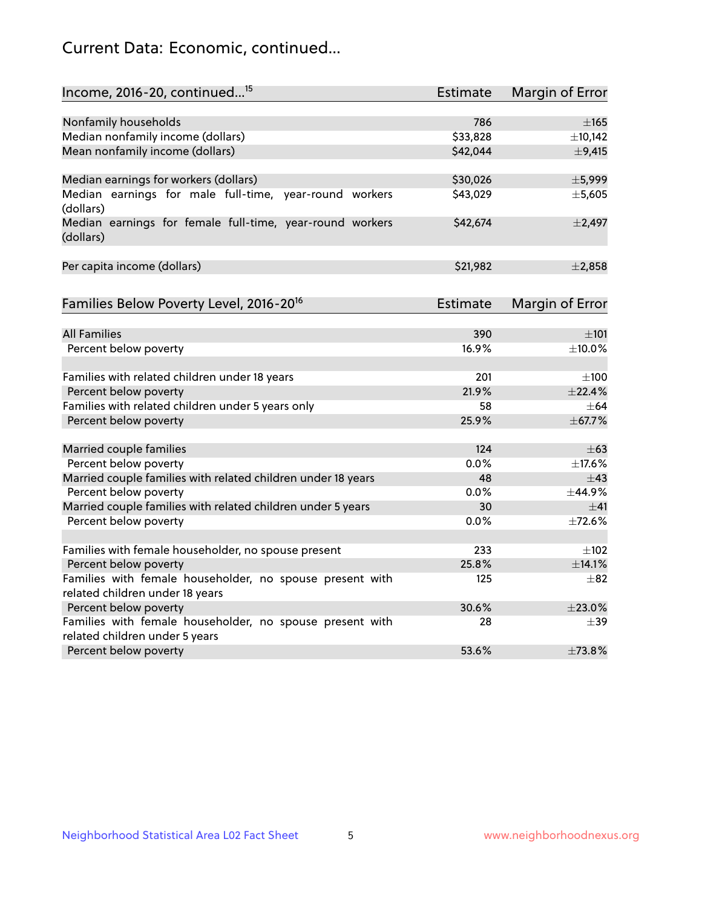# Current Data: Economic, continued...

| Income, 2016-20, continued...[15] | Estimate | Margin of Error |
|---|---|---|
| Nonfamily households | 786 | ±165 |
| Median nonfamily income (dollars) | $33,828 | ±10,142 |
| Mean nonfamily income (dollars) | $42,044 | ±9,415 |
| | | |
| Median earnings for workers (dollars) | $30,026 | ±5,999 |
| Median earnings for male full-time, year-round workers (dollars) | $43,029 | ±5,605 |
| Median earnings for female full-time, year-round workers (dollars) | $42,674 | ±2,497 |
| | | |
| Per capita income (dollars) | $21,982 | ±2,858 |

| Families Below Poverty Level, 2016-20[16] | Estimate | Margin of Error |
|---|---|---|
| All Families | 390 | ±101 |
| Percent below poverty | 16.9% | ±10.0% |
| | | |
| Families with related children under 18 years | 201 | ±100 |
| Percent below poverty | 21.9% | ±22.4% |
| Families with related children under 5 years only | 58 | ±64 |
| Percent below poverty | 25.9% | ±67.7% |
| | | |
| Married couple families | 124 | ±63 |
| Percent below poverty | 0.0% | ±17.6% |
| Married couple families with related children under 18 years | 48 | ±43 |
| Percent below poverty | 0.0% | ±44.9% |
| Married couple families with related children under 5 years | 30 | ±41 |
| Percent below poverty | 0.0% | ±72.6% |
| | | |
| Families with female householder, no spouse present | 233 | ±102 |
| Percent below poverty | 25.8% | ±14.1% |
| Families with female householder, no spouse present with related children under 18 years | 125 | ±82 |
| Percent below poverty | 30.6% | ±23.0% |
| Families with female householder, no spouse present with related children under 5 years | 28 | ±39 |
| Percent below poverty | 53.6% | ±73.8% |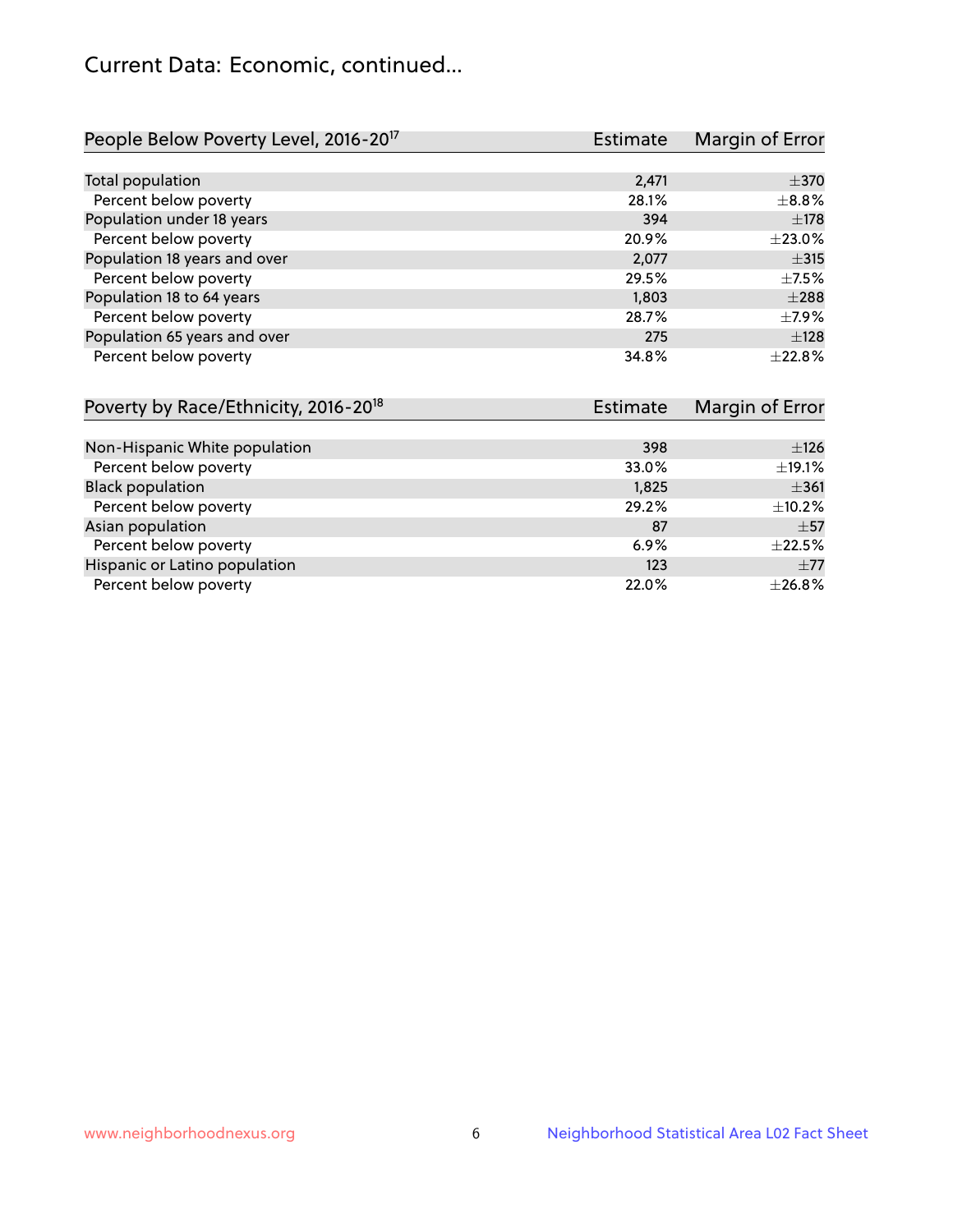## Current Data: Economic, continued...

| People Below Poverty Level, 2016-20[17] | Estimate | Margin of Error |
|---|---|---|
| Total population | 2,471 | ±370 |
| Percent below poverty | 28.1% | ±8.8% |
| Population under 18 years | 394 | ±178 |
| Percent below poverty | 20.9% | ±23.0% |
| Population 18 years and over | 2,077 | ±315 |
| Percent below poverty | 29.5% | ±7.5% |
| Population 18 to 64 years | 1,803 | ±288 |
| Percent below poverty | 28.7% | ±7.9% |
| Population 65 years and over | 275 | ±128 |
| Percent below poverty | 34.8% | ±22.8% |

| Poverty by Race/Ethnicity, 2016-20[18] | Estimate | Margin of Error |
|---|---|---|
| Non-Hispanic White population | 398 | ±126 |
| Percent below poverty | 33.0% | ±19.1% |
| Black population | 1,825 | ±361 |
| Percent below poverty | 29.2% | ±10.2% |
| Asian population | 87 | ±57 |
| Percent below poverty | 6.9% | ±22.5% |
| Hispanic or Latino population | 123 | ±77 |
| Percent below poverty | 22.0% | ±26.8% |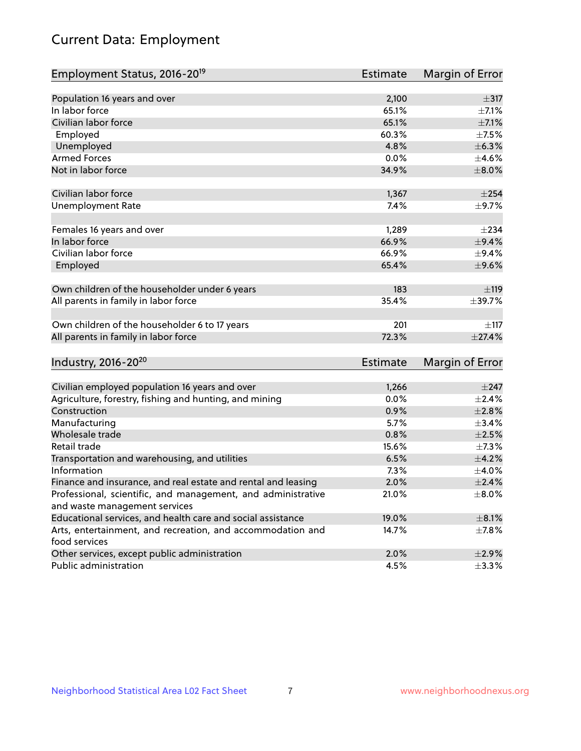# Current Data: Employment

| Employment Status, 2016-20[19] | Estimate | Margin of Error |
|---|---|---|
| Population 16 years and over | 2,100 | ±317 |
| In labor force | 65.1% | ±7.1% |
| Civilian labor force | 65.1% | ±7.1% |
| Employed | 60.3% | ±7.5% |
| Unemployed | 4.8% | ±6.3% |
| Armed Forces | 0.0% | ±4.6% |
| Not in labor force | 34.9% | ±8.0% |
| | | |
| Civilian labor force | 1,367 | ±254 |
| Unemployment Rate | 7.4% | ±9.7% |
| | | |
| Females 16 years and over | 1,289 | ±234 |
| In labor force | 66.9% | ±9.4% |
| Civilian labor force | 66.9% | ±9.4% |
| Employed | 65.4% | ±9.6% |
| | | |
| Own children of the householder under 6 years | 183 | ±119 |
| All parents in family in labor force | 35.4% | ±39.7% |
| | | |
| Own children of the householder 6 to 17 years | 201 | ±117 |
| All parents in family in labor force | 72.3% | ±27.4% |

| Industry, 2016-20[20] | Estimate | Margin of Error |
|---|---|---|
| Civilian employed population 16 years and over | 1,266 | ±247 |
| Agriculture, forestry, fishing and hunting, and mining | 0.0% | ±2.4% |
| Construction | 0.9% | ±2.8% |
| Manufacturing | 5.7% | ±3.4% |
| Wholesale trade | 0.8% | ±2.5% |
| Retail trade | 15.6% | ±7.3% |
| Transportation and warehousing, and utilities | 6.5% | ±4.2% |
| Information | 7.3% | ±4.0% |
| Finance and insurance, and real estate and rental and leasing | 2.0% | ±2.4% |
| Professional, scientific, and management, and administrative and waste management services | 21.0% | ±8.0% |
| Educational services, and health care and social assistance | 19.0% | ±8.1% |
| Arts, entertainment, and recreation, and accommodation and food services | 14.7% | ±7.8% |
| Other services, except public administration | 2.0% | ±2.9% |
| Public administration | 4.5% | ±3.3% |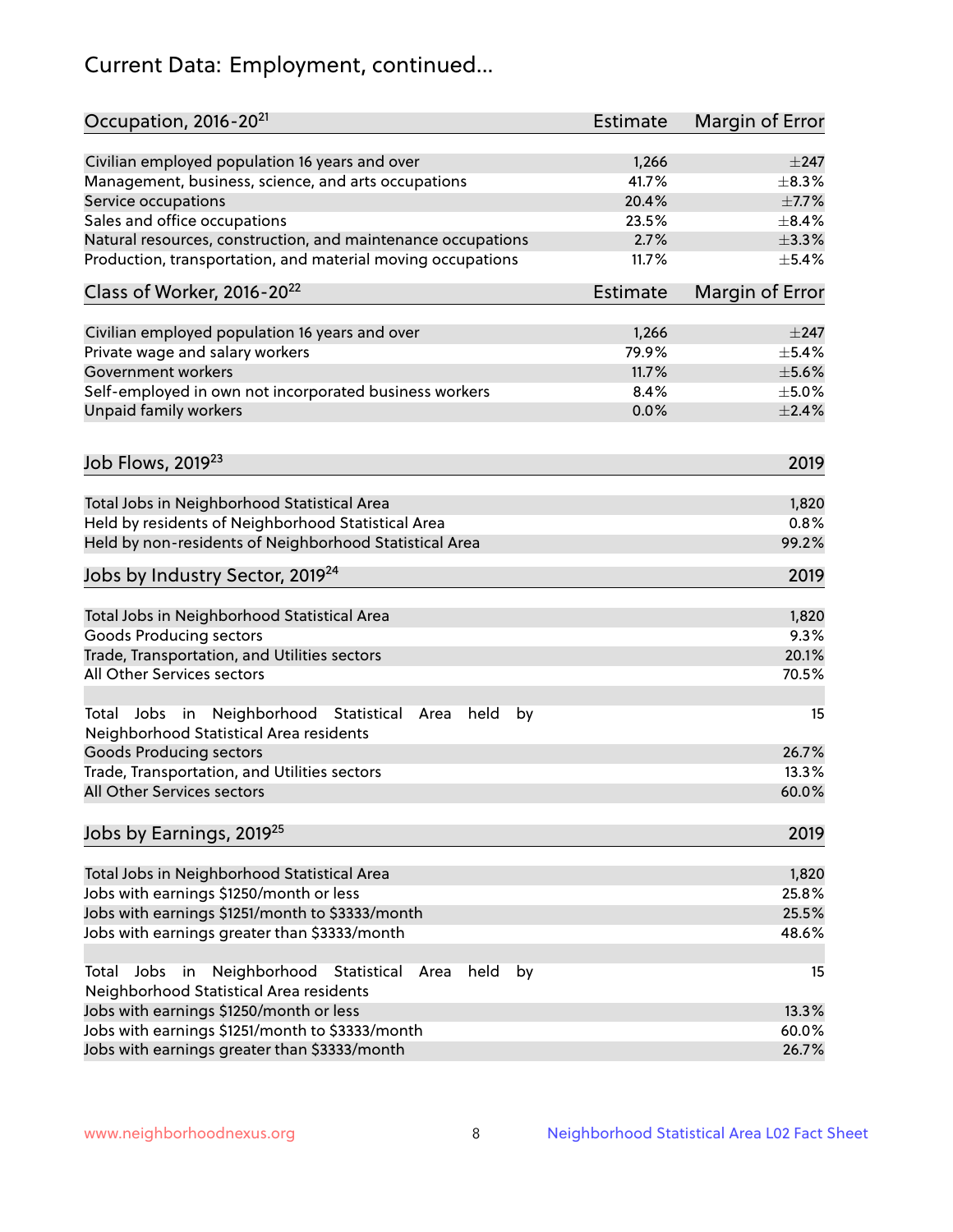# Current Data: Employment, continued...

| Occupation, 2016-20[21] | Estimate | Margin of Error |
|---|---|---|
| Civilian employed population 16 years and over | 1,266 | ±247 |
| Management, business, science, and arts occupations | 41.7% | ±8.3% |
| Service occupations | 20.4% | ±7.7% |
| Sales and office occupations | 23.5% | ±8.4% |
| Natural resources, construction, and maintenance occupations | 2.7% | ±3.3% |
| Production, transportation, and material moving occupations | 11.7% | ±5.4% |

| Class of Worker, 2016-20[22] | Estimate | Margin of Error |
|---|---|---|
| Civilian employed population 16 years and over | 1,266 | ±247 |
| Private wage and salary workers | 79.9% | ±5.4% |
| Government workers | 11.7% | ±5.6% |
| Self-employed in own not incorporated business workers | 8.4% | ±5.0% |
| Unpaid family workers | 0.0% | ±2.4% |

| Job Flows, 2019[23] | 2019 |
|---|---|
| Total Jobs in Neighborhood Statistical Area | 1,820 |
| Held by residents of Neighborhood Statistical Area | 0.8% |
| Held by non-residents of Neighborhood Statistical Area | 99.2% |

| Jobs by Industry Sector, 2019[24] | 2019 |
|---|---|
| Total Jobs in Neighborhood Statistical Area | 1,820 |
| Goods Producing sectors | 9.3% |
| Trade, Transportation, and Utilities sectors | 20.1% |
| All Other Services sectors | 70.5% |
| | |
| Total Jobs in Neighborhood Statistical Area held by Neighborhood Statistical Area residents | 15 |
| Goods Producing sectors | 26.7% |
| Trade, Transportation, and Utilities sectors | 13.3% |
| All Other Services sectors | 60.0% |

| Jobs by Earnings, 2019[25] | 2019 |
|---|---|
| Total Jobs in Neighborhood Statistical Area | 1,820 |
| Jobs with earnings $1250/month or less | 25.8% |
| Jobs with earnings $1251/month to $3333/month | 25.5% |
| Jobs with earnings greater than $3333/month | 48.6% |
| | |
| Total Jobs in Neighborhood Statistical Area held by Neighborhood Statistical Area residents | 15 |
| Jobs with earnings $1250/month or less | 13.3% |
| Jobs with earnings $1251/month to $3333/month | 60.0% |
| Jobs with earnings greater than $3333/month | 26.7% |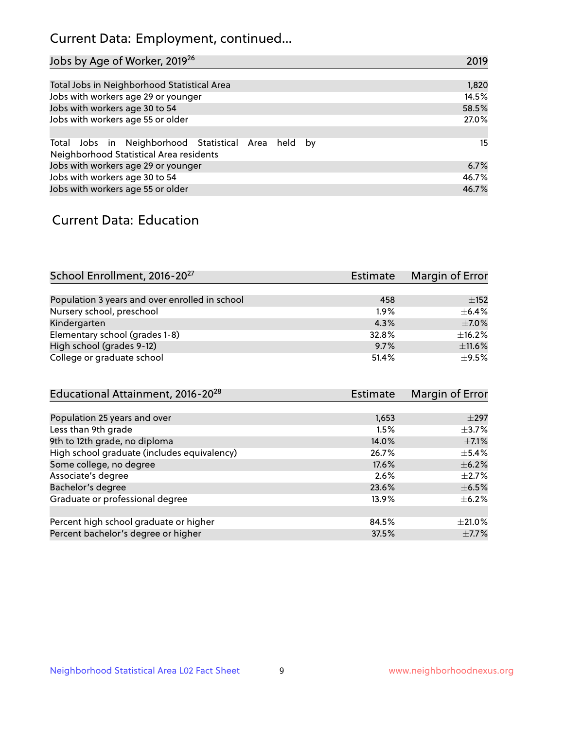# Current Data: Employment, continued...

| Jobs by Age of Worker, 2019[26] | 2019 |
|---|---|
| Total Jobs in Neighborhood Statistical Area | 1,820 |
| Jobs with workers age 29 or younger | 14.5% |
| Jobs with workers age 30 to 54 | 58.5% |
| Jobs with workers age 55 or older | 27.0% |
| | |
| Total Jobs in Neighborhood Statistical Area held by Neighborhood Statistical Area residents | 15 |
| Jobs with workers age 29 or younger | 6.7% |
| Jobs with workers age 30 to 54 | 46.7% |
| Jobs with workers age 55 or older | 46.7% |

# Current Data: Education

| School Enrollment, 2016-20[27] | Estimate | Margin of Error |
|---|---|---|
| Population 3 years and over enrolled in school | 458 | ±152 |
| Nursery school, preschool | 1.9% | ±6.4% |
| Kindergarten | 4.3% | ±7.0% |
| Elementary school (grades 1-8) | 32.8% | ±16.2% |
| High school (grades 9-12) | 9.7% | ±11.6% |
| College or graduate school | 51.4% | ±9.5% |

| Educational Attainment, 2016-20[28] | Estimate | Margin of Error |
|---|---|---|
| Population 25 years and over | 1,653 | ±297 |
| Less than 9th grade | 1.5% | ±3.7% |
| 9th to 12th grade, no diploma | 14.0% | ±7.1% |
| High school graduate (includes equivalency) | 26.7% | ±5.4% |
| Some college, no degree | 17.6% | ±6.2% |
| Associate's degree | 2.6% | ±2.7% |
| Bachelor's degree | 23.6% | ±6.5% |
| Graduate or professional degree | 13.9% | ±6.2% |
| | | |
| Percent high school graduate or higher | 84.5% | ±21.0% |
| Percent bachelor's degree or higher | 37.5% | ±7.7% |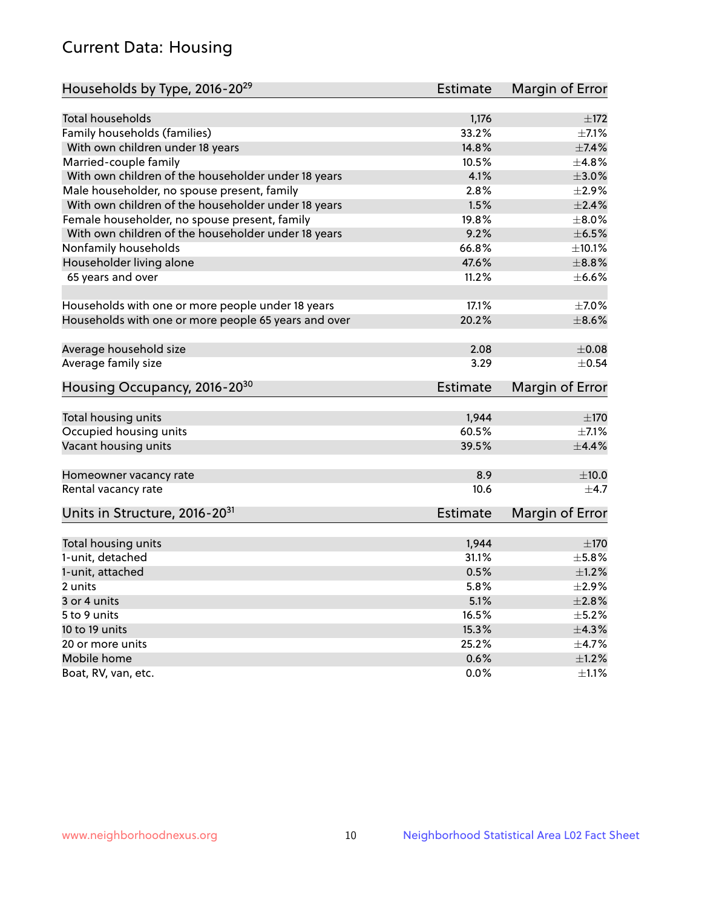## Current Data: Housing

| Households by Type, 2016-20[29] | Estimate | Margin of Error |
|---|---|---|
| Total households | 1,176 | ±172 |
| Family households (families) | 33.2% | ±7.1% |
| With own children under 18 years | 14.8% | ±7.4% |
| Married-couple family | 10.5% | ±4.8% |
| With own children of the householder under 18 years | 4.1% | ±3.0% |
| Male householder, no spouse present, family | 2.8% | ±2.9% |
| With own children of the householder under 18 years | 1.5% | ±2.4% |
| Female householder, no spouse present, family | 19.8% | ±8.0% |
| With own children of the householder under 18 years | 9.2% | ±6.5% |
| Nonfamily households | 66.8% | ±10.1% |
| Householder living alone | 47.6% | ±8.8% |
| 65 years and over | 11.2% | ±6.6% |
| | | |
| Households with one or more people under 18 years | 17.1% | ±7.0% |
| Households with one or more people 65 years and over | 20.2% | ±8.6% |
| | | |
| Average household size | 2.08 | ±0.08 |
| Average family size | 3.29 | ±0.54 |

| Housing Occupancy, 2016-20[30] | Estimate | Margin of Error |
|---|---|---|
| Total housing units | 1,944 | ±170 |
| Occupied housing units | 60.5% | ±7.1% |
| Vacant housing units | 39.5% | ±4.4% |
| | | |
| Homeowner vacancy rate | 8.9 | ±10.0 |
| Rental vacancy rate | 10.6 | ±4.7 |

| Units in Structure, 2016-20[31] | Estimate | Margin of Error |
|---|---|---|
| Total housing units | 1,944 | ±170 |
| 1-unit, detached | 31.1% | ±5.8% |
| 1-unit, attached | 0.5% | ±1.2% |
| 2 units | 5.8% | ±2.9% |
| 3 or 4 units | 5.1% | ±2.8% |
| 5 to 9 units | 16.5% | ±5.2% |
| 10 to 19 units | 15.3% | ±4.3% |
| 20 or more units | 25.2% | ±4.7% |
| Mobile home | 0.6% | ±1.2% |
| Boat, RV, van, etc. | 0.0% | ±1.1% |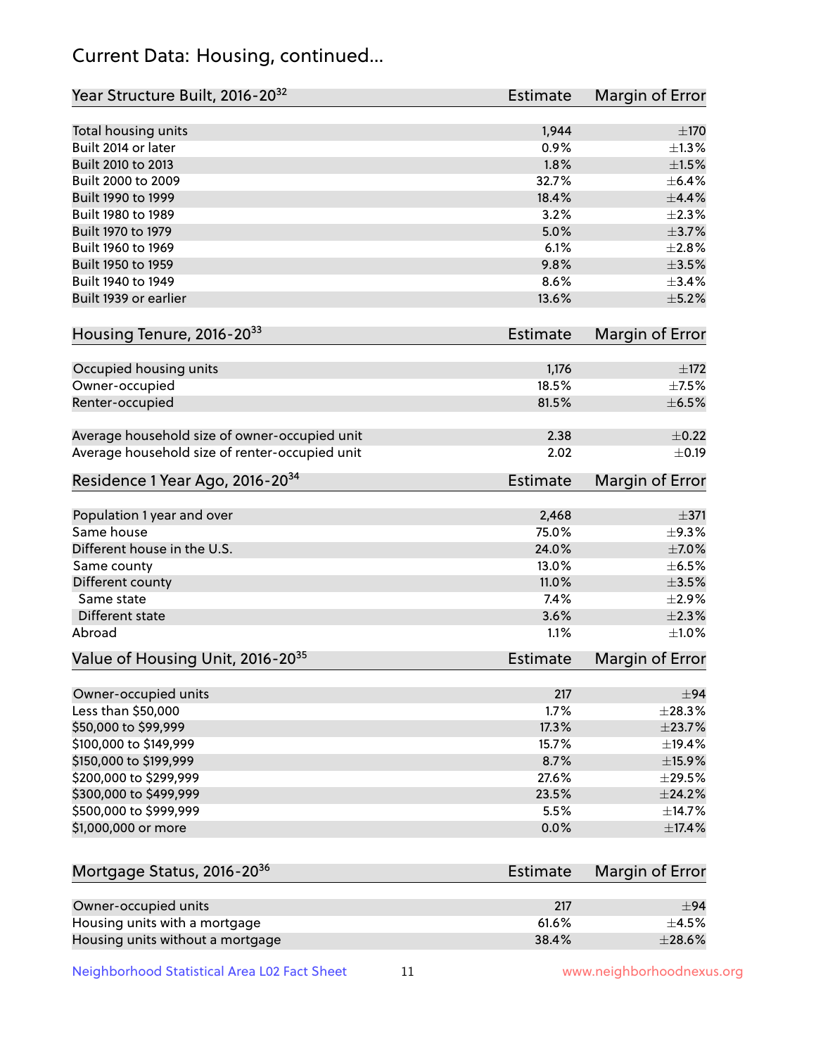## Current Data: Housing, continued...

| Year Structure Built, 2016-20[32] | Estimate | Margin of Error |
|---|---|---|
| Total housing units | 1,944 | ±170 |
| Built 2014 or later | 0.9% | ±1.3% |
| Built 2010 to 2013 | 1.8% | ±1.5% |
| Built 2000 to 2009 | 32.7% | ±6.4% |
| Built 1990 to 1999 | 18.4% | ±4.4% |
| Built 1980 to 1989 | 3.2% | ±2.3% |
| Built 1970 to 1979 | 5.0% | ±3.7% |
| Built 1960 to 1969 | 6.1% | ±2.8% |
| Built 1950 to 1959 | 9.8% | ±3.5% |
| Built 1940 to 1949 | 8.6% | ±3.4% |
| Built 1939 or earlier | 13.6% | ±5.2% |

| Housing Tenure, 2016-20[33] | Estimate | Margin of Error |
|---|---|---|
| Occupied housing units | 1,176 | ±172 |
| Owner-occupied | 18.5% | ±7.5% |
| Renter-occupied | 81.5% | ±6.5% |
| Average household size of owner-occupied unit | 2.38 | ±0.22 |
| Average household size of renter-occupied unit | 2.02 | ±0.19 |

| Residence 1 Year Ago, 2016-20[34] | Estimate | Margin of Error |
|---|---|---|
| Population 1 year and over | 2,468 | ±371 |
| Same house | 75.0% | ±9.3% |
| Different house in the U.S. | 24.0% | ±7.0% |
| Same county | 13.0% | ±6.5% |
| Different county | 11.0% | ±3.5% |
| Same state | 7.4% | ±2.9% |
| Different state | 3.6% | ±2.3% |
| Abroad | 1.1% | ±1.0% |

| Value of Housing Unit, 2016-20[35] | Estimate | Margin of Error |
|---|---|---|
| Owner-occupied units | 217 | ±94 |
| Less than $50,000 | 1.7% | ±28.3% |
| $50,000 to $99,999 | 17.3% | ±23.7% |
| $100,000 to $149,999 | 15.7% | ±19.4% |
| $150,000 to $199,999 | 8.7% | ±15.9% |
| $200,000 to $299,999 | 27.6% | ±29.5% |
| $300,000 to $499,999 | 23.5% | ±24.2% |
| $500,000 to $999,999 | 5.5% | ±14.7% |
| $1,000,000 or more | 0.0% | ±17.4% |

| Mortgage Status, 2016-20[36] | Estimate | Margin of Error |
|---|---|---|
| Owner-occupied units | 217 | ±94 |
| Housing units with a mortgage | 61.6% | ±4.5% |
| Housing units without a mortgage | 38.4% | ±28.6% |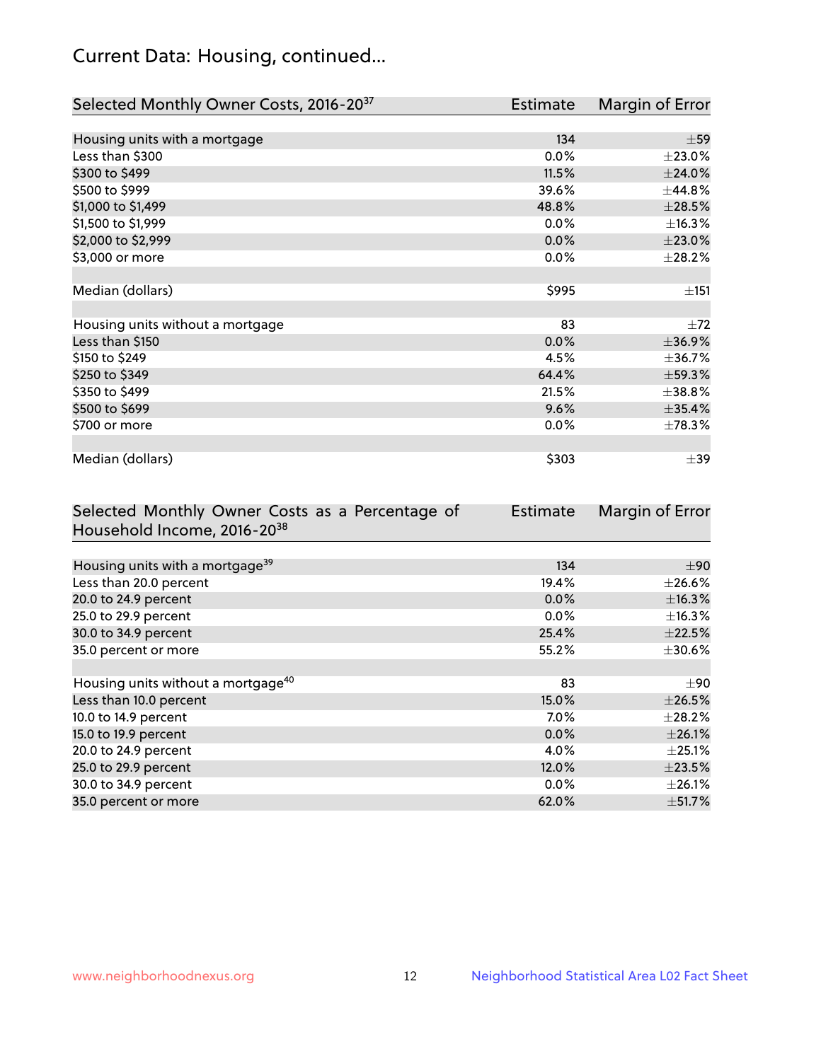## Current Data: Housing, continued...

| Selected Monthly Owner Costs, 2016-20[37] | Estimate | Margin of Error |
|---|---|---|
| Housing units with a mortgage | 134 | ±59 |
| Less than $300 | 0.0% | ±23.0% |
| $300 to $499 | 11.5% | ±24.0% |
| $500 to $999 | 39.6% | ±44.8% |
| $1,000 to $1,499 | 48.8% | ±28.5% |
| $1,500 to $1,999 | 0.0% | ±16.3% |
| $2,000 to $2,999 | 0.0% | ±23.0% |
| $3,000 or more | 0.0% | ±28.2% |
| | | |
| Median (dollars) | $995 | ±151 |
| | | |
| Housing units without a mortgage | 83 | ±72 |
| Less than $150 | 0.0% | ±36.9% |
| $150 to $249 | 4.5% | ±36.7% |
| $250 to $349 | 64.4% | ±59.3% |
| $350 to $499 | 21.5% | ±38.8% |
| $500 to $699 | 9.6% | ±35.4% |
| $700 or more | 0.0% | ±78.3% |
| | | |
| Median (dollars) | $303 | ±39 |

| Selected Monthly Owner Costs as a Percentage of Household Income, 2016-20[38] | Estimate | Margin of Error |
|---|---|---|
| Housing units with a mortgage[39] | 134 | ±90 |
| Less than 20.0 percent | 19.4% | ±26.6% |
| 20.0 to 24.9 percent | 0.0% | ±16.3% |
| 25.0 to 29.9 percent | 0.0% | ±16.3% |
| 30.0 to 34.9 percent | 25.4% | ±22.5% |
| 35.0 percent or more | 55.2% | ±30.6% |
| | | |
| Housing units without a mortgage[40] | 83 | ±90 |
| Less than 10.0 percent | 15.0% | ±26.5% |
| 10.0 to 14.9 percent | 7.0% | ±28.2% |
| 15.0 to 19.9 percent | 0.0% | ±26.1% |
| 20.0 to 24.9 percent | 4.0% | ±25.1% |
| 25.0 to 29.9 percent | 12.0% | ±23.5% |
| 30.0 to 34.9 percent | 0.0% | ±26.1% |
| 35.0 percent or more | 62.0% | ±51.7% |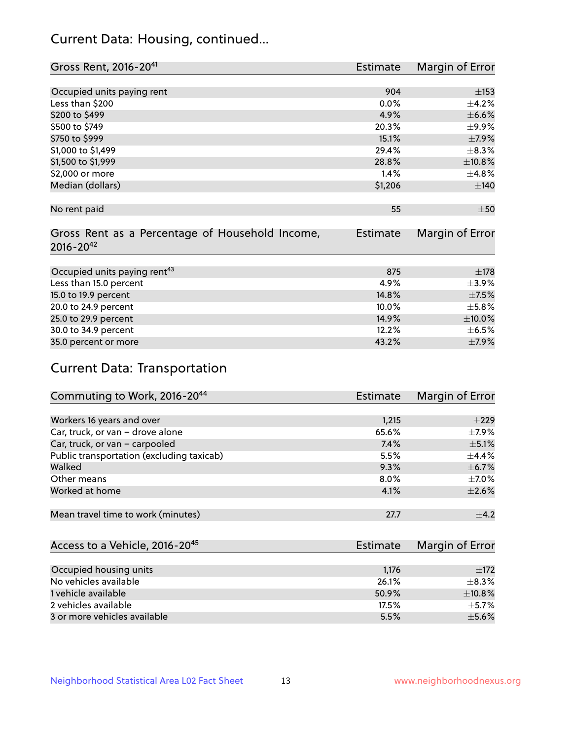## Current Data: Housing, continued...

| Gross Rent, 2016-20[41] | Estimate | Margin of Error |
|---|---|---|
| Occupied units paying rent | 904 | ±153 |
| Less than $200 | 0.0% | ±4.2% |
| $200 to $499 | 4.9% | ±6.6% |
| $500 to $749 | 20.3% | ±9.9% |
| $750 to $999 | 15.1% | ±7.9% |
| $1,000 to $1,499 | 29.4% | ±8.3% |
| $1,500 to $1,999 | 28.8% | ±10.8% |
| $2,000 or more | 1.4% | ±4.8% |
| Median (dollars) | $1,206 | ±140 |
| No rent paid | 55 | ±50 |

| Gross Rent as a Percentage of Household Income, 2016-20[42] | Estimate | Margin of Error |
|---|---|---|
| Occupied units paying rent[43] | 875 | ±178 |
| Less than 15.0 percent | 4.9% | ±3.9% |
| 15.0 to 19.9 percent | 14.8% | ±7.5% |
| 20.0 to 24.9 percent | 10.0% | ±5.8% |
| 25.0 to 29.9 percent | 14.9% | ±10.0% |
| 30.0 to 34.9 percent | 12.2% | ±6.5% |
| 35.0 percent or more | 43.2% | ±7.9% |

## Current Data: Transportation

| Commuting to Work, 2016-20[44] | Estimate | Margin of Error |
|---|---|---|
| Workers 16 years and over | 1,215 | ±229 |
| Car, truck, or van – drove alone | 65.6% | ±7.9% |
| Car, truck, or van – carpooled | 7.4% | ±5.1% |
| Public transportation (excluding taxicab) | 5.5% | ±4.4% |
| Walked | 9.3% | ±6.7% |
| Other means | 8.0% | ±7.0% |
| Worked at home | 4.1% | ±2.6% |
| Mean travel time to work (minutes) | 27.7 | ±4.2 |

| Access to a Vehicle, 2016-20[45] | Estimate | Margin of Error |
|---|---|---|
| Occupied housing units | 1,176 | ±172 |
| No vehicles available | 26.1% | ±8.3% |
| 1 vehicle available | 50.9% | ±10.8% |
| 2 vehicles available | 17.5% | ±5.7% |
| 3 or more vehicles available | 5.5% | ±5.6% |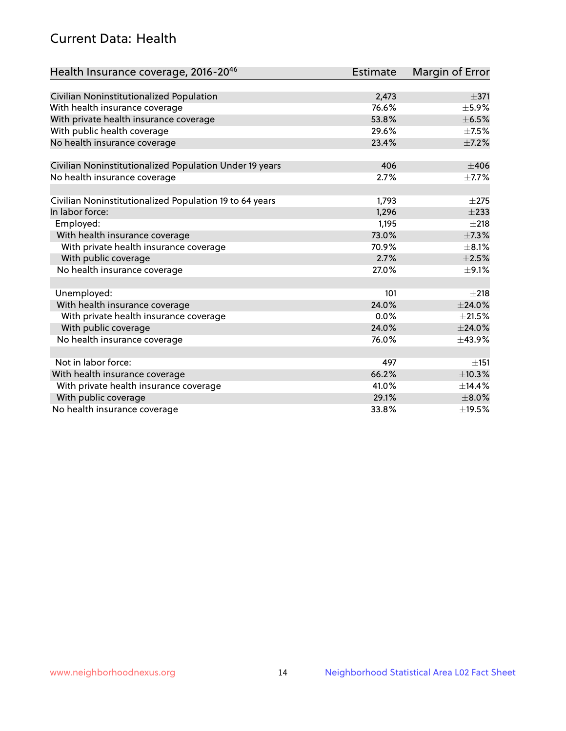## Current Data: Health

| Health Insurance coverage, 2016-20[46] | Estimate | Margin of Error |
|---|---|---|
| Civilian Noninstitutionalized Population | 2,473 | ±371 |
| With health insurance coverage | 76.6% | ±5.9% |
| With private health insurance coverage | 53.8% | ±6.5% |
| With public health coverage | 29.6% | ±7.5% |
| No health insurance coverage | 23.4% | ±7.2% |
| | | |
| Civilian Noninstitutionalized Population Under 19 years | 406 | ±406 |
| No health insurance coverage | 2.7% | ±7.7% |
| | | |
| Civilian Noninstitutionalized Population 19 to 64 years | 1,793 | ±275 |
| In labor force: | 1,296 | ±233 |
| Employed: | 1,195 | ±218 |
| With health insurance coverage | 73.0% | ±7.3% |
| With private health insurance coverage | 70.9% | ±8.1% |
| With public coverage | 2.7% | ±2.5% |
| No health insurance coverage | 27.0% | ±9.1% |
| | | |
| Unemployed: | 101 | ±218 |
| With health insurance coverage | 24.0% | ±24.0% |
| With private health insurance coverage | 0.0% | ±21.5% |
| With public coverage | 24.0% | ±24.0% |
| No health insurance coverage | 76.0% | ±43.9% |
| | | |
| Not in labor force: | 497 | ±151 |
| With health insurance coverage | 66.2% | ±10.3% |
| With private health insurance coverage | 41.0% | ±14.4% |
| With public coverage | 29.1% | ±8.0% |
| No health insurance coverage | 33.8% | ±19.5% |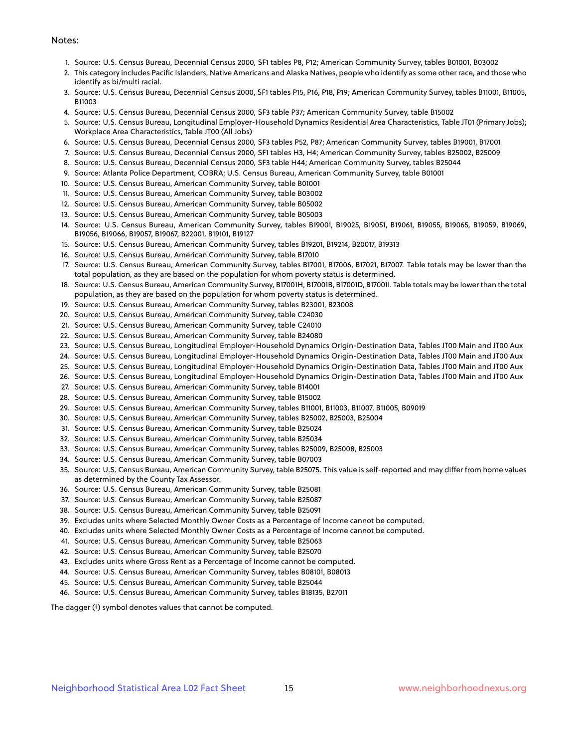Notes:

1. Source: U.S. Census Bureau, Decennial Census 2000, SF1 tables P8, P12; American Community Survey, tables B01001, B03002
2. This category includes Pacific Islanders, Native Americans and Alaska Natives, people who identify as some other race, and those who identify as bi/multi racial.
3. Source: U.S. Census Bureau, Decennial Census 2000, SF1 tables P15, P16, P18, P19; American Community Survey, tables B11001, B11005, B11003
4. Source: U.S. Census Bureau, Decennial Census 2000, SF3 table P37; American Community Survey, table B15002
5. Source: U.S. Census Bureau, Longitudinal Employer-Household Dynamics Residential Area Characteristics, Table JT01 (Primary Jobs); Workplace Area Characteristics, Table JT00 (All Jobs)
6. Source: U.S. Census Bureau, Decennial Census 2000, SF3 tables P52, P87; American Community Survey, tables B19001, B17001
7. Source: U.S. Census Bureau, Decennial Census 2000, SF1 tables H3, H4; American Community Survey, tables B25002, B25009
8. Source: U.S. Census Bureau, Decennial Census 2000, SF3 table H44; American Community Survey, tables B25044
9. Source: Atlanta Police Department, COBRA; U.S. Census Bureau, American Community Survey, table B01001
10. Source: U.S. Census Bureau, American Community Survey, table B01001
11. Source: U.S. Census Bureau, American Community Survey, table B03002
12. Source: U.S. Census Bureau, American Community Survey, table B05002
13. Source: U.S. Census Bureau, American Community Survey, table B05003
14. Source: U.S. Census Bureau, American Community Survey, tables B19001, B19025, B19051, B19061, B19055, B19065, B19059, B19069, B19056, B19066, B19057, B19067, B22001, B19101, B19127
15. Source: U.S. Census Bureau, American Community Survey, tables B19201, B19214, B20017, B19313
16. Source: U.S. Census Bureau, American Community Survey, table B17010
17. Source: U.S. Census Bureau, American Community Survey, tables B17001, B17006, B17021, B17007. Table totals may be lower than the total population, as they are based on the population for whom poverty status is determined.
18. Source: U.S. Census Bureau, American Community Survey, B17001H, B17001B, B17001D, B17001I. Table totals may be lower than the total population, as they are based on the population for whom poverty status is determined.
19. Source: U.S. Census Bureau, American Community Survey, tables B23001, B23008
20. Source: U.S. Census Bureau, American Community Survey, table C24030
21. Source: U.S. Census Bureau, American Community Survey, table C24010
22. Source: U.S. Census Bureau, American Community Survey, table B24080
23. Source: U.S. Census Bureau, Longitudinal Employer-Household Dynamics Origin-Destination Data, Tables JT00 Main and JT00 Aux
24. Source: U.S. Census Bureau, Longitudinal Employer-Household Dynamics Origin-Destination Data, Tables JT00 Main and JT00 Aux
25. Source: U.S. Census Bureau, Longitudinal Employer-Household Dynamics Origin-Destination Data, Tables JT00 Main and JT00 Aux
26. Source: U.S. Census Bureau, Longitudinal Employer-Household Dynamics Origin-Destination Data, Tables JT00 Main and JT00 Aux
27. Source: U.S. Census Bureau, American Community Survey, table B14001
28. Source: U.S. Census Bureau, American Community Survey, table B15002
29. Source: U.S. Census Bureau, American Community Survey, tables B11001, B11003, B11007, B11005, B09019
30. Source: U.S. Census Bureau, American Community Survey, tables B25002, B25003, B25004
31. Source: U.S. Census Bureau, American Community Survey, table B25024
32. Source: U.S. Census Bureau, American Community Survey, table B25034
33. Source: U.S. Census Bureau, American Community Survey, tables B25009, B25008, B25003
34. Source: U.S. Census Bureau, American Community Survey, table B07003
35. Source: U.S. Census Bureau, American Community Survey, table B25075. This value is self-reported and may differ from home values as determined by the County Tax Assessor.
36. Source: U.S. Census Bureau, American Community Survey, table B25081
37. Source: U.S. Census Bureau, American Community Survey, table B25087
38. Source: U.S. Census Bureau, American Community Survey, table B25091
39. Excludes units where Selected Monthly Owner Costs as a Percentage of Income cannot be computed.
40. Excludes units where Selected Monthly Owner Costs as a Percentage of Income cannot be computed.
41. Source: U.S. Census Bureau, American Community Survey, table B25063
42. Source: U.S. Census Bureau, American Community Survey, table B25070
43. Excludes units where Gross Rent as a Percentage of Income cannot be computed.
44. Source: U.S. Census Bureau, American Community Survey, tables B08101, B08013
45. Source: U.S. Census Bureau, American Community Survey, table B25044
46. Source: U.S. Census Bureau, American Community Survey, tables B18135, B27011

The dagger (†) symbol denotes values that cannot be computed.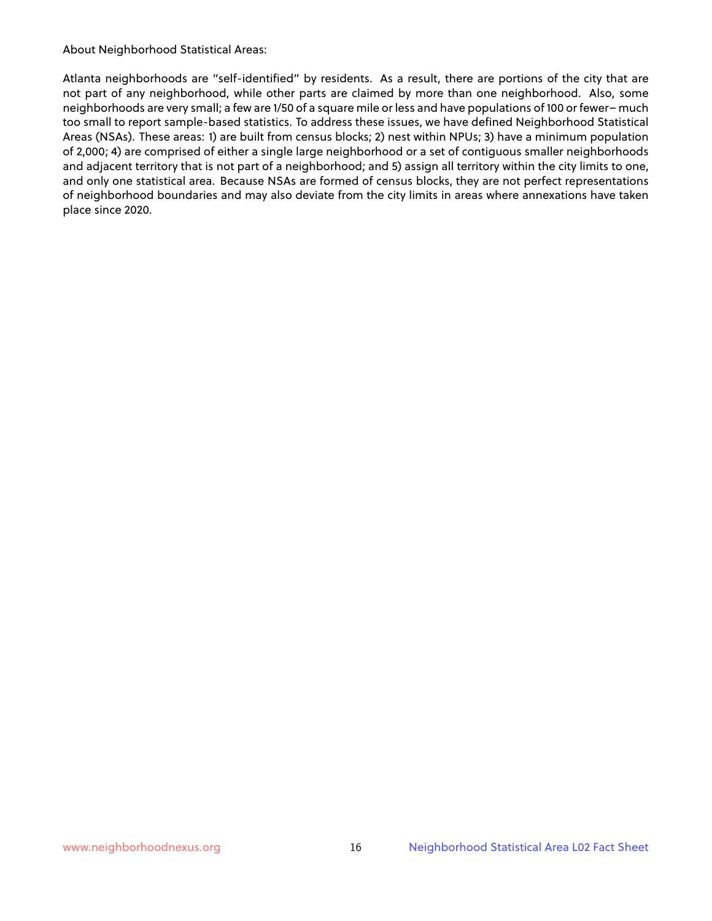About Neighborhood Statistical Areas:

Atlanta neighborhoods are "self-identified" by residents. As a result, there are portions of the city that are not part of any neighborhood, while other parts are claimed by more than one neighborhood. Also, some neighborhoods are very small; a few are 1/50 of a square mile or less and have populations of 100 or fewer– much too small to report sample-based statistics. To address these issues, we have defined Neighborhood Statistical Areas (NSAs). These areas: 1) are built from census blocks; 2) nest within NPUs; 3) have a minimum population of 2,000; 4) are comprised of either a single large neighborhood or a set of contiguous smaller neighborhoods and adjacent territory that is not part of a neighborhood; and 5) assign all territory within the city limits to one, and only one statistical area. Because NSAs are formed of census blocks, they are not perfect representations of neighborhood boundaries and may also deviate from the city limits in areas where annexations have taken place since 2020.